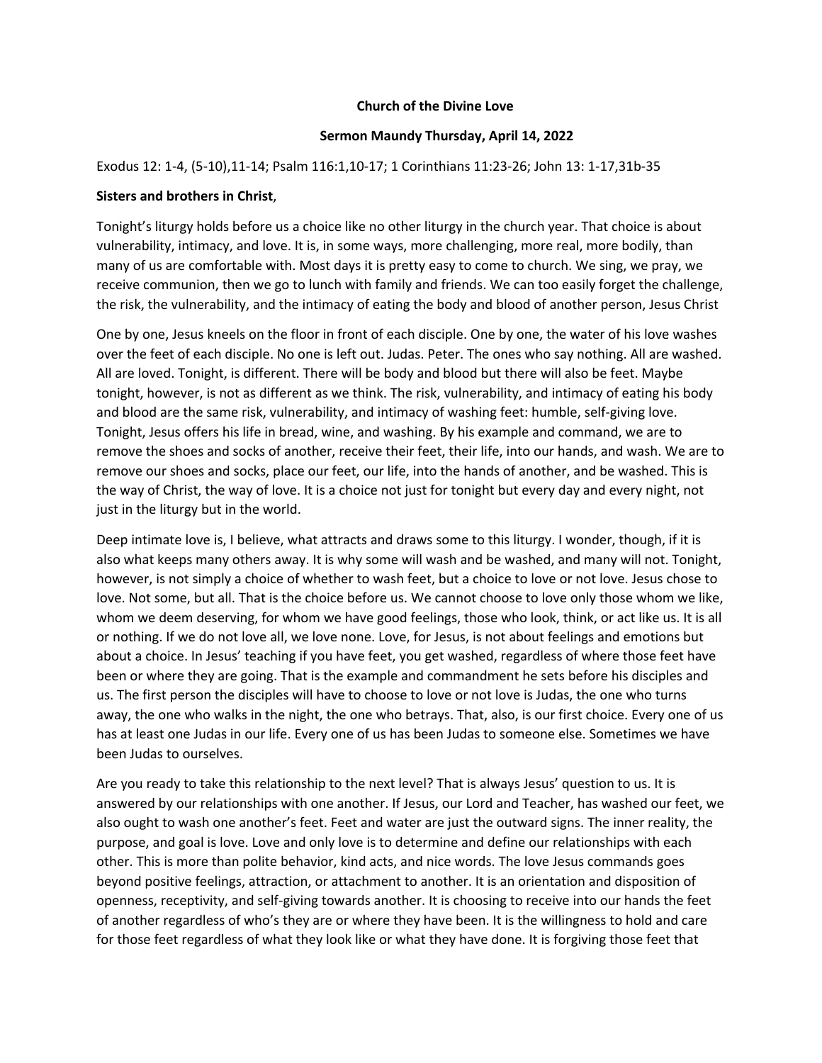**Church of the Divine Love**

**Sermon Maundy Thursday, April 14, 2022**

Exodus 12: 1-4, (5-10),11-14; Psalm 116:1,10-17; 1 Corinthians 11:23-26; John 13: 1-17,31b-35

**Sisters and brothers in Christ**,

Tonight's liturgy holds before us a choice like no other liturgy in the church year. That choice is about vulnerability, intimacy, and love. It is, in some ways, more challenging, more real, more bodily, than many of us are comfortable with. Most days it is pretty easy to come to church. We sing, we pray, we receive communion, then we go to lunch with family and friends. We can too easily forget the challenge, the risk, the vulnerability, and the intimacy of eating the body and blood of another person, Jesus Christ

One by one, Jesus kneels on the floor in front of each disciple. One by one, the water of his love washes over the feet of each disciple. No one is left out. Judas. Peter. The ones who say nothing. All are washed. All are loved. Tonight, is different. There will be body and blood but there will also be feet. Maybe tonight, however, is not as different as we think. The risk, vulnerability, and intimacy of eating his body and blood are the same risk, vulnerability, and intimacy of washing feet: humble, self-giving love. Tonight, Jesus offers his life in bread, wine, and washing. By his example and command, we are to remove the shoes and socks of another, receive their feet, their life, into our hands, and wash. We are to remove our shoes and socks, place our feet, our life, into the hands of another, and be washed. This is the way of Christ, the way of love. It is a choice not just for tonight but every day and every night, not just in the liturgy but in the world.

Deep intimate love is, I believe, what attracts and draws some to this liturgy. I wonder, though, if it is also what keeps many others away. It is why some will wash and be washed, and many will not. Tonight, however, is not simply a choice of whether to wash feet, but a choice to love or not love. Jesus chose to love. Not some, but all. That is the choice before us. We cannot choose to love only those whom we like, whom we deem deserving, for whom we have good feelings, those who look, think, or act like us. It is all or nothing. If we do not love all, we love none. Love, for Jesus, is not about feelings and emotions but about a choice. In Jesus' teaching if you have feet, you get washed, regardless of where those feet have been or where they are going. That is the example and commandment he sets before his disciples and us. The first person the disciples will have to choose to love or not love is Judas, the one who turns away, the one who walks in the night, the one who betrays. That, also, is our first choice. Every one of us has at least one Judas in our life. Every one of us has been Judas to someone else. Sometimes we have been Judas to ourselves.

Are you ready to take this relationship to the next level? That is always Jesus' question to us. It is answered by our relationships with one another. If Jesus, our Lord and Teacher, has washed our feet, we also ought to wash one another's feet. Feet and water are just the outward signs. The inner reality, the purpose, and goal is love. Love and only love is to determine and define our relationships with each other. This is more than polite behavior, kind acts, and nice words. The love Jesus commands goes beyond positive feelings, attraction, or attachment to another. It is an orientation and disposition of openness, receptivity, and self-giving towards another. It is choosing to receive into our hands the feet of another regardless of who's they are or where they have been. It is the willingness to hold and care for those feet regardless of what they look like or what they have done. It is forgiving those feet that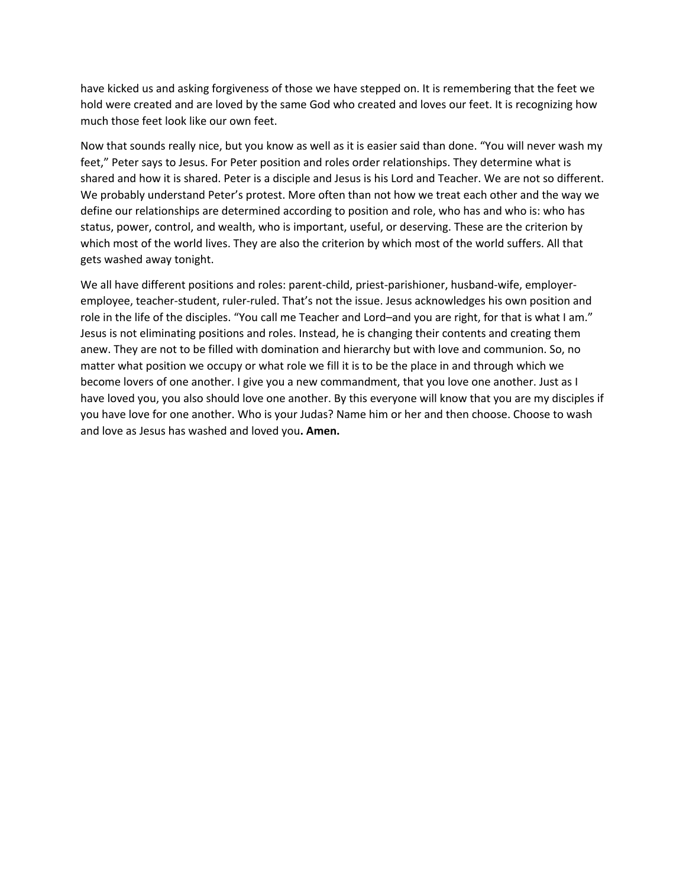have kicked us and asking forgiveness of those we have stepped on. It is remembering that the feet we hold were created and are loved by the same God who created and loves our feet. It is recognizing how much those feet look like our own feet.

Now that sounds really nice, but you know as well as it is easier said than done. “You will never wash my feet,” Peter says to Jesus. For Peter position and roles order relationships. They determine what is shared and how it is shared. Peter is a disciple and Jesus is his Lord and Teacher. We are not so different. We probably understand Peter’s protest. More often than not how we treat each other and the way we define our relationships are determined according to position and role, who has and who is: who has status, power, control, and wealth, who is important, useful, or deserving. These are the criterion by which most of the world lives. They are also the criterion by which most of the world suffers. All that gets washed away tonight.

We all have different positions and roles: parent-child, priest-parishioner, husband-wife, employer-employee, teacher-student, ruler-ruled. That’s not the issue. Jesus acknowledges his own position and role in the life of the disciples. “You call me Teacher and Lord–and you are right, for that is what I am.” Jesus is not eliminating positions and roles. Instead, he is changing their contents and creating them anew. They are not to be filled with domination and hierarchy but with love and communion. So, no matter what position we occupy or what role we fill it is to be the place in and through which we become lovers of one another. I give you a new commandment, that you love one another. Just as I have loved you, you also should love one another. By this everyone will know that you are my disciples if you have love for one another. Who is your Judas? Name him or her and then choose. Choose to wash and love as Jesus has washed and loved you**. Amen.**